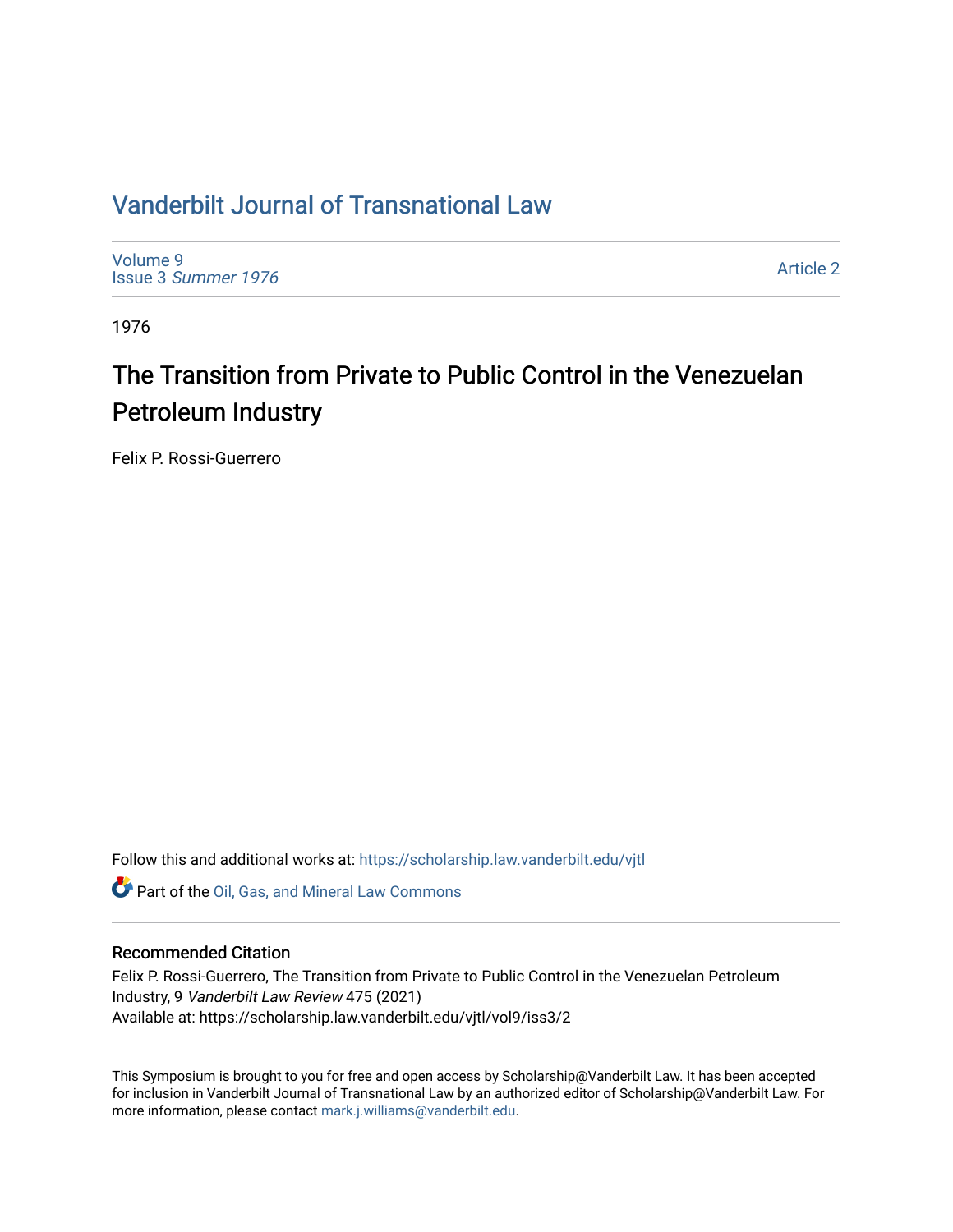# Vanderbilt Journal of Transnational Law

Volume 9
Issue 3 *Summer 1976*

Article 2

1976

## The Transition from Private to Public Control in the Venezuelan Petroleum Industry

Felix P. Rossi-Guerrero

Follow this and additional works at: https://scholarship.law.vanderbilt.edu/vjtl

Part of the Oil, Gas, and Mineral Law Commons

### Recommended Citation

Felix P. Rossi-Guerrero, The Transition from Private to Public Control in the Venezuelan Petroleum Industry, 9 *Vanderbilt Law Review* 475 (2021)
Available at: https://scholarship.law.vanderbilt.edu/vjtl/vol9/iss3/2

This Symposium is brought to you for free and open access by Scholarship@Vanderbilt Law. It has been accepted for inclusion in Vanderbilt Journal of Transnational Law by an authorized editor of Scholarship@Vanderbilt Law. For more information, please contact mark.j.williams@vanderbilt.edu.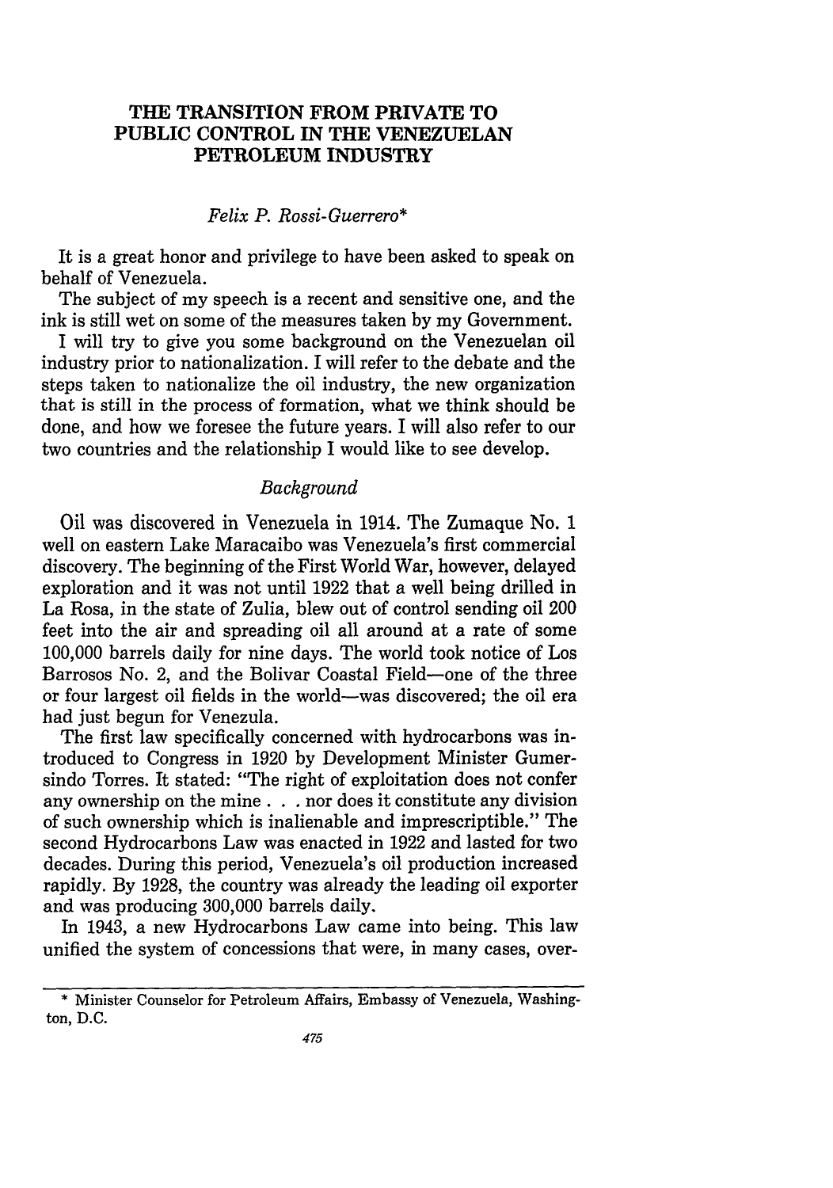# THE TRANSITION FROM PRIVATE TO PUBLIC CONTROL IN THE VENEZUELAN PETROLEUM INDUSTRY

*Felix P. Rossi-Guerrero**

It is a great honor and privilege to have been asked to speak on behalf of Venezuela.

The subject of my speech is a recent and sensitive one, and the ink is still wet on some of the measures taken by my Government.

I will try to give you some background on the Venezuelan oil industry prior to nationalization. I will refer to the debate and the steps taken to nationalize the oil industry, the new organization that is still in the process of formation, what we think should be done, and how we foresee the future years. I will also refer to our two countries and the relationship I would like to see develop.

## *Background*

Oil was discovered in Venezuela in 1914. The Zumaque No. 1 well on eastern Lake Maracaibo was Venezuela's first commercial discovery. The beginning of the First World War, however, delayed exploration and it was not until 1922 that a well being drilled in La Rosa, in the state of Zulia, blew out of control sending oil 200 feet into the air and spreading oil all around at a rate of some 100,000 barrels daily for nine days. The world took notice of Los Barrosos No. 2, and the Bolivar Coastal Field—one of the three or four largest oil fields in the world—was discovered; the oil era had just begun for Venezula.

The first law specifically concerned with hydrocarbons was introduced to Congress in 1920 by Development Minister Gumersindo Torres. It stated: "The right of exploitation does not confer any ownership on the mine . . . nor does it constitute any division of such ownership which is inalienable and imprescriptible." The second Hydrocarbons Law was enacted in 1922 and lasted for two decades. During this period, Venezuela's oil production increased rapidly. By 1928, the country was already the leading oil exporter and was producing 300,000 barrels daily.

In 1943, a new Hydrocarbons Law came into being. This law unified the system of concessions that were, in many cases, over-

---

* Minister Counselor for Petroleum Affairs, Embassy of Venezuela, Washington, D.C.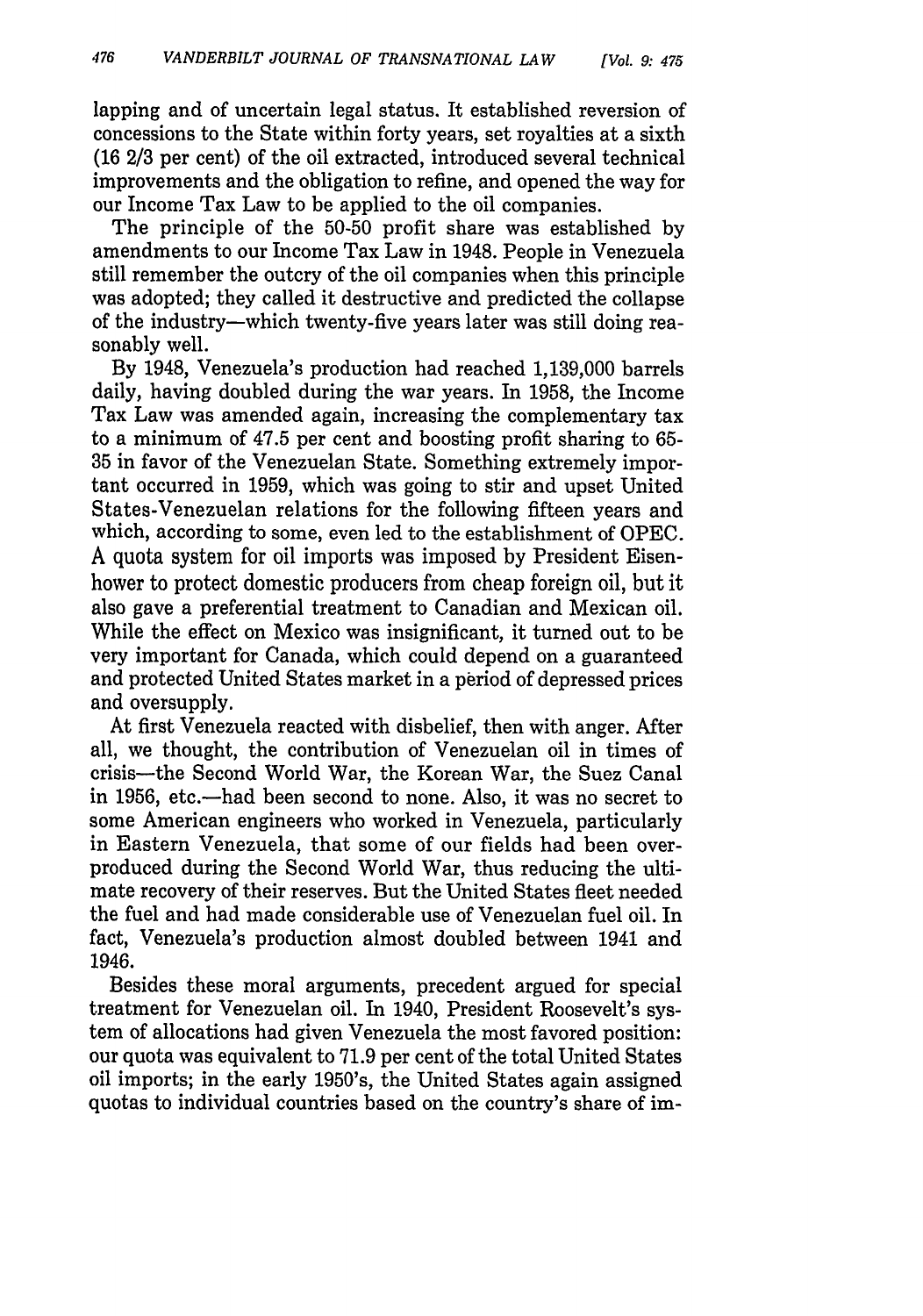lapping and of uncertain legal status. It established reversion of concessions to the State within forty years, set royalties at a sixth (16 2/3 per cent) of the oil extracted, introduced several technical improvements and the obligation to refine, and opened the way for our Income Tax Law to be applied to the oil companies.

The principle of the 50-50 profit share was established by amendments to our Income Tax Law in 1948. People in Venezuela still remember the outcry of the oil companies when this principle was adopted; they called it destructive and predicted the collapse of the industry—which twenty-five years later was still doing reasonably well.

By 1948, Venezuela's production had reached 1,139,000 barrels daily, having doubled during the war years. In 1958, the Income Tax Law was amended again, increasing the complementary tax to a minimum of 47.5 per cent and boosting profit sharing to 65-35 in favor of the Venezuelan State. Something extremely important occurred in 1959, which was going to stir and upset United States-Venezuelan relations for the following fifteen years and which, according to some, even led to the establishment of OPEC. A quota system for oil imports was imposed by President Eisenhower to protect domestic producers from cheap foreign oil, but it also gave a preferential treatment to Canadian and Mexican oil. While the effect on Mexico was insignificant, it turned out to be very important for Canada, which could depend on a guaranteed and protected United States market in a period of depressed prices and oversupply.

At first Venezuela reacted with disbelief, then with anger. After all, we thought, the contribution of Venezuelan oil in times of crisis—the Second World War, the Korean War, the Suez Canal in 1956, etc.—had been second to none. Also, it was no secret to some American engineers who worked in Venezuela, particularly in Eastern Venezuela, that some of our fields had been overproduced during the Second World War, thus reducing the ultimate recovery of their reserves. But the United States fleet needed the fuel and had made considerable use of Venezuelan fuel oil. In fact, Venezuela's production almost doubled between 1941 and 1946.

Besides these moral arguments, precedent argued for special treatment for Venezuelan oil. In 1940, President Roosevelt's system of allocations had given Venezuela the most favored position: our quota was equivalent to 71.9 per cent of the total United States oil imports; in the early 1950's, the United States again assigned quotas to individual countries based on the country's share of im-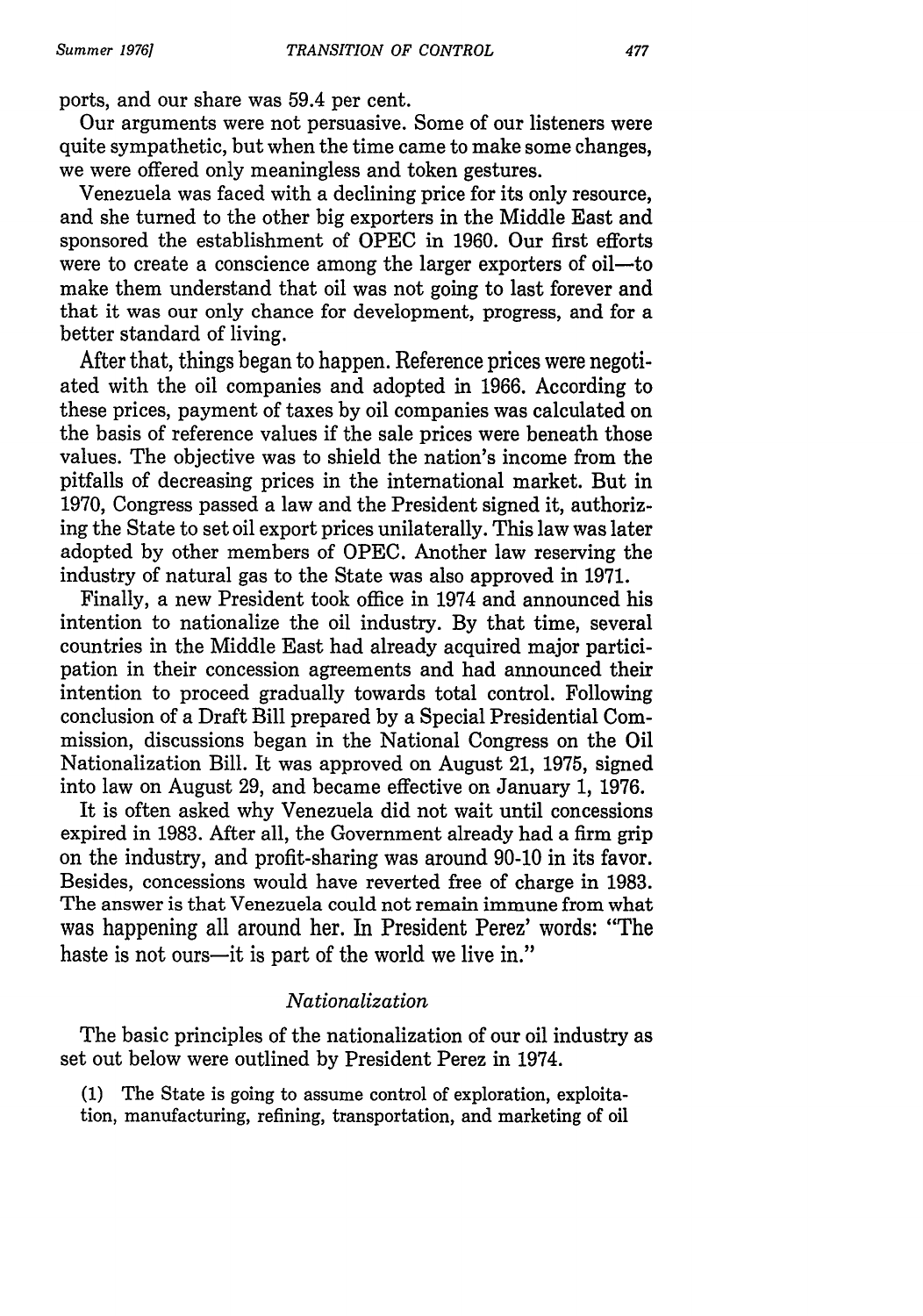ports, and our share was 59.4 per cent.

Our arguments were not persuasive. Some of our listeners were quite sympathetic, but when the time came to make some changes, we were offered only meaningless and token gestures.

Venezuela was faced with a declining price for its only resource, and she turned to the other big exporters in the Middle East and sponsored the establishment of OPEC in 1960. Our first efforts were to create a conscience among the larger exporters of oil—to make them understand that oil was not going to last forever and that it was our only chance for development, progress, and for a better standard of living.

After that, things began to happen. Reference prices were negotiated with the oil companies and adopted in 1966. According to these prices, payment of taxes by oil companies was calculated on the basis of reference values if the sale prices were beneath those values. The objective was to shield the nation's income from the pitfalls of decreasing prices in the international market. But in 1970, Congress passed a law and the President signed it, authorizing the State to set oil export prices unilaterally. This law was later adopted by other members of OPEC. Another law reserving the industry of natural gas to the State was also approved in 1971.

Finally, a new President took office in 1974 and announced his intention to nationalize the oil industry. By that time, several countries in the Middle East had already acquired major participation in their concession agreements and had announced their intention to proceed gradually towards total control. Following conclusion of a Draft Bill prepared by a Special Presidential Commission, discussions began in the National Congress on the Oil Nationalization Bill. It was approved on August 21, 1975, signed into law on August 29, and became effective on January 1, 1976.

It is often asked why Venezuela did not wait until concessions expired in 1983. After all, the Government already had a firm grip on the industry, and profit-sharing was around 90-10 in its favor. Besides, concessions would have reverted free of charge in 1983. The answer is that Venezuela could not remain immune from what was happening all around her. In President Perez' words: "The haste is not ours—it is part of the world we live in."

### *Nationalization*

The basic principles of the nationalization of our oil industry as set out below were outlined by President Perez in 1974.

(1) The State is going to assume control of exploration, exploitation, manufacturing, refining, transportation, and marketing of oil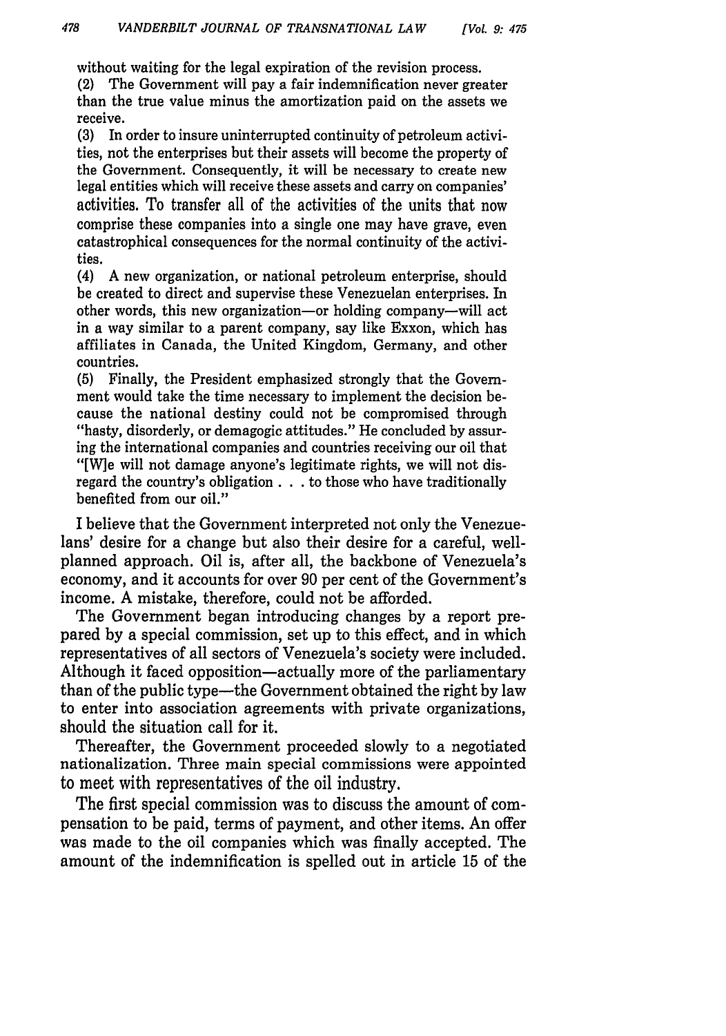without waiting for the legal expiration of the revision process.

(2) The Government will pay a fair indemnification never greater than the true value minus the amortization paid on the assets we receive.

(3) In order to insure uninterrupted continuity of petroleum activities, not the enterprises but their assets will become the property of the Government. Consequently, it will be necessary to create new legal entities which will receive these assets and carry on companies' activities. To transfer all of the activities of the units that now comprise these companies into a single one may have grave, even catastrophical consequences for the normal continuity of the activities.

(4) A new organization, or national petroleum enterprise, should be created to direct and supervise these Venezuelan enterprises. In other words, this new organization—or holding company—will act in a way similar to a parent company, say like Exxon, which has affiliates in Canada, the United Kingdom, Germany, and other countries.

(5) Finally, the President emphasized strongly that the Government would take the time necessary to implement the decision because the national destiny could not be compromised through "hasty, disorderly, or demagogic attitudes." He concluded by assuring the international companies and countries receiving our oil that "[W]e will not damage anyone's legitimate rights, we will not disregard the country's obligation . . . to those who have traditionally benefited from our oil."

I believe that the Government interpreted not only the Venezuelans' desire for a change but also their desire for a careful, well-planned approach. Oil is, after all, the backbone of Venezuela's economy, and it accounts for over 90 per cent of the Government's income. A mistake, therefore, could not be afforded.

The Government began introducing changes by a report prepared by a special commission, set up to this effect, and in which representatives of all sectors of Venezuela's society were included. Although it faced opposition—actually more of the parliamentary than of the public type—the Government obtained the right by law to enter into association agreements with private organizations, should the situation call for it.

Thereafter, the Government proceeded slowly to a negotiated nationalization. Three main special commissions were appointed to meet with representatives of the oil industry.

The first special commission was to discuss the amount of compensation to be paid, terms of payment, and other items. An offer was made to the oil companies which was finally accepted. The amount of the indemnification is spelled out in article 15 of the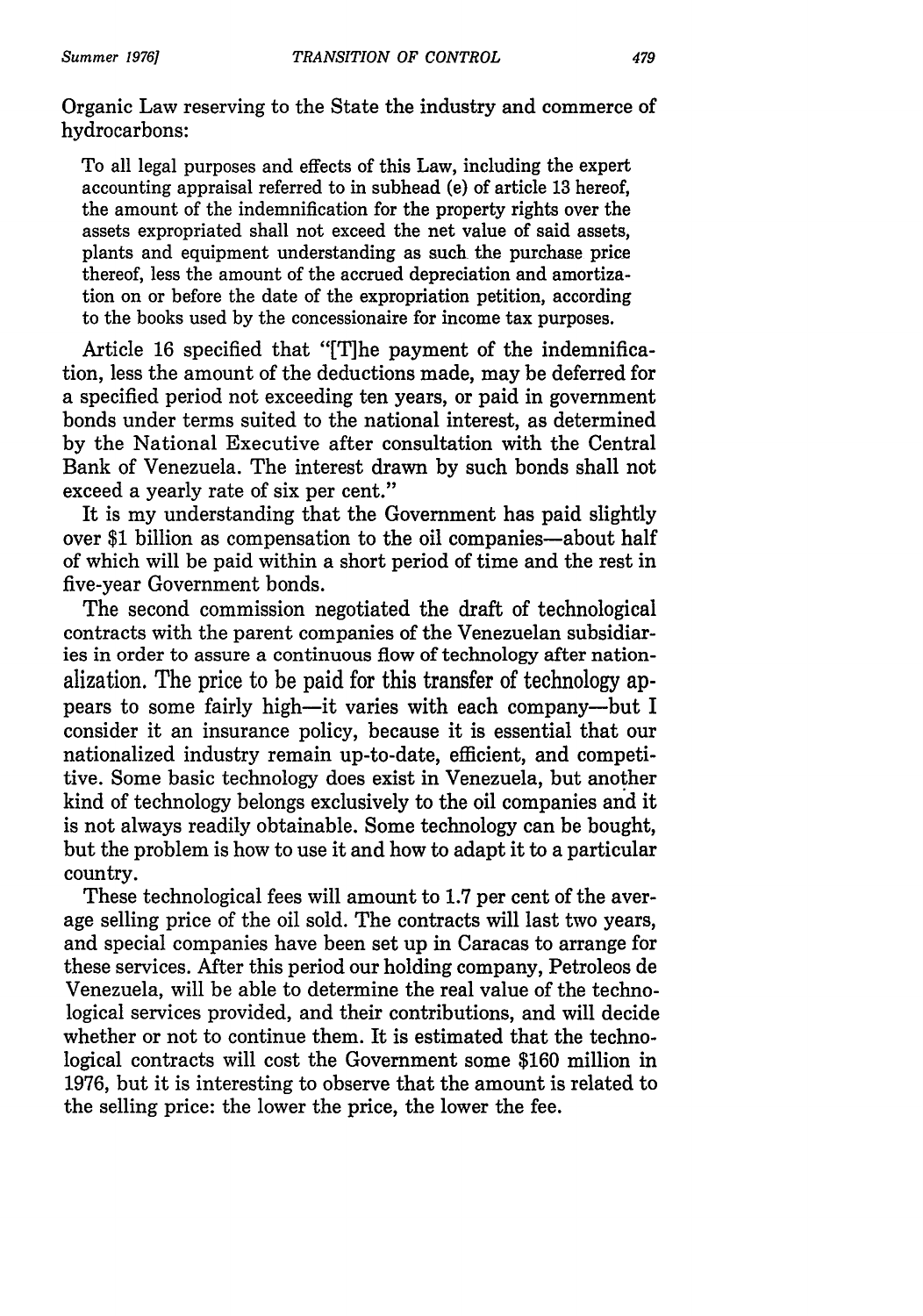Organic Law reserving to the State the industry and commerce of hydrocarbons:

> To all legal purposes and effects of this Law, including the expert accounting appraisal referred to in subhead (e) of article 13 hereof, the amount of the indemnification for the property rights over the assets expropriated shall not exceed the net value of said assets, plants and equipment understanding as such the purchase price thereof, less the amount of the accrued depreciation and amortization on or before the date of the expropriation petition, according to the books used by the concessionaire for income tax purposes.

Article 16 specified that "[T]he payment of the indemnification, less the amount of the deductions made, may be deferred for a specified period not exceeding ten years, or paid in government bonds under terms suited to the national interest, as determined by the National Executive after consultation with the Central Bank of Venezuela. The interest drawn by such bonds shall not exceed a yearly rate of six per cent."

It is my understanding that the Government has paid slightly over $1 billion as compensation to the oil companies—about half of which will be paid within a short period of time and the rest in five-year Government bonds.

The second commission negotiated the draft of technological contracts with the parent companies of the Venezuelan subsidiaries in order to assure a continuous flow of technology after nationalization. The price to be paid for this transfer of technology appears to some fairly high—it varies with each company—but I consider it an insurance policy, because it is essential that our nationalized industry remain up-to-date, efficient, and competitive. Some basic technology does exist in Venezuela, but another kind of technology belongs exclusively to the oil companies and it is not always readily obtainable. Some technology can be bought, but the problem is how to use it and how to adapt it to a particular country.

These technological fees will amount to 1.7 per cent of the average selling price of the oil sold. The contracts will last two years, and special companies have been set up in Caracas to arrange for these services. After this period our holding company, Petroleos de Venezuela, will be able to determine the real value of the technological services provided, and their contributions, and will decide whether or not to continue them. It is estimated that the technological contracts will cost the Government some $160 million in 1976, but it is interesting to observe that the amount is related to the selling price: the lower the price, the lower the fee.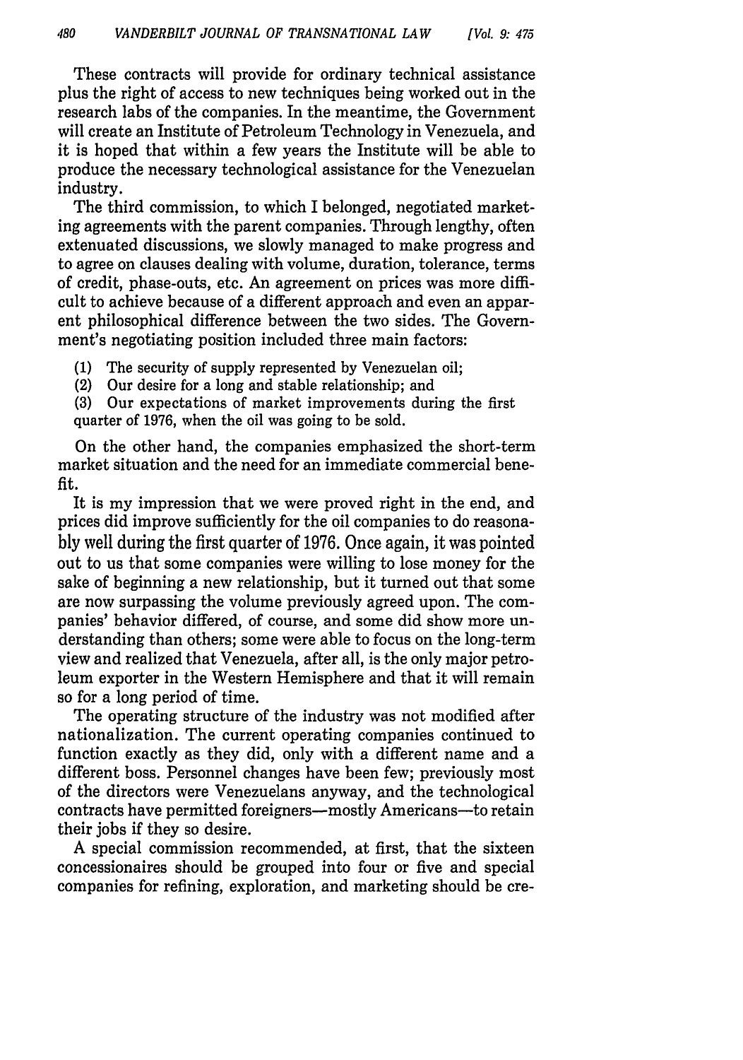These contracts will provide for ordinary technical assistance plus the right of access to new techniques being worked out in the research labs of the companies. In the meantime, the Government will create an Institute of Petroleum Technology in Venezuela, and it is hoped that within a few years the Institute will be able to produce the necessary technological assistance for the Venezuelan industry.

The third commission, to which I belonged, negotiated marketing agreements with the parent companies. Through lengthy, often extenuated discussions, we slowly managed to make progress and to agree on clauses dealing with volume, duration, tolerance, terms of credit, phase-outs, etc. An agreement on prices was more difficult to achieve because of a different approach and even an apparent philosophical difference between the two sides. The Government's negotiating position included three main factors:

(1) The security of supply represented by Venezuelan oil;
(2) Our desire for a long and stable relationship; and
(3) Our expectations of market improvements during the first quarter of 1976, when the oil was going to be sold.

On the other hand, the companies emphasized the short-term market situation and the need for an immediate commercial benefit.

It is my impression that we were proved right in the end, and prices did improve sufficiently for the oil companies to do reasonably well during the first quarter of 1976. Once again, it was pointed out to us that some companies were willing to lose money for the sake of beginning a new relationship, but it turned out that some are now surpassing the volume previously agreed upon. The companies' behavior differed, of course, and some did show more understanding than others; some were able to focus on the long-term view and realized that Venezuela, after all, is the only major petroleum exporter in the Western Hemisphere and that it will remain so for a long period of time.

The operating structure of the industry was not modified after nationalization. The current operating companies continued to function exactly as they did, only with a different name and a different boss. Personnel changes have been few; previously most of the directors were Venezuelans anyway, and the technological contracts have permitted foreigners—mostly Americans—to retain their jobs if they so desire.

A special commission recommended, at first, that the sixteen concessionaires should be grouped into four or five and special companies for refining, exploration, and marketing should be cre-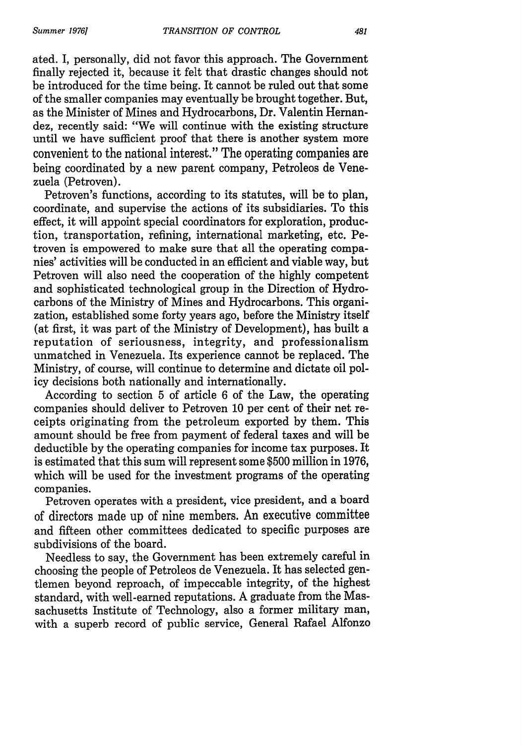ated. I, personally, did not favor this approach. The Government finally rejected it, because it felt that drastic changes should not be introduced for the time being. It cannot be ruled out that some of the smaller companies may eventually be brought together. But, as the Minister of Mines and Hydrocarbons, Dr. Valentin Hernandez, recently said: "We will continue with the existing structure until we have sufficient proof that there is another system more convenient to the national interest." The operating companies are being coordinated by a new parent company, Petroleos de Venezuela (Petroven).

Petroven's functions, according to its statutes, will be to plan, coordinate, and supervise the actions of its subsidiaries. To this effect, it will appoint special coordinators for exploration, production, transportation, refining, international marketing, etc. Petroven is empowered to make sure that all the operating companies' activities will be conducted in an efficient and viable way, but Petroven will also need the cooperation of the highly competent and sophisticated technological group in the Direction of Hydrocarbons of the Ministry of Mines and Hydrocarbons. This organization, established some forty years ago, before the Ministry itself (at first, it was part of the Ministry of Development), has built a reputation of seriousness, integrity, and professionalism unmatched in Venezuela. Its experience cannot be replaced. The Ministry, of course, will continue to determine and dictate oil policy decisions both nationally and internationally.

According to section 5 of article 6 of the Law, the operating companies should deliver to Petroven 10 per cent of their net receipts originating from the petroleum exported by them. This amount should be free from payment of federal taxes and will be deductible by the operating companies for income tax purposes. It is estimated that this sum will represent some $500 million in 1976, which will be used for the investment programs of the operating companies.

Petroven operates with a president, vice president, and a board of directors made up of nine members. An executive committee and fifteen other committees dedicated to specific purposes are subdivisions of the board.

Needless to say, the Government has been extremely careful in choosing the people of Petroleos de Venezuela. It has selected gentlemen beyond reproach, of impeccable integrity, of the highest standard, with well-earned reputations. A graduate from the Massachusetts Institute of Technology, also a former military man, with a superb record of public service, General Rafael Alfonzo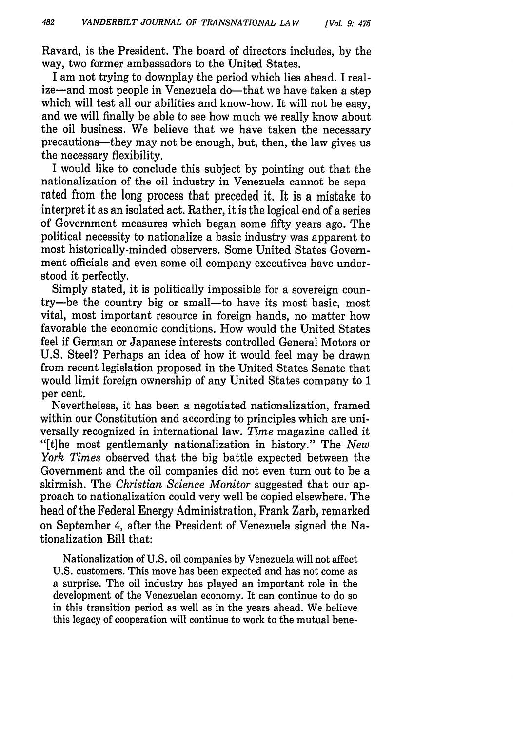Ravard, is the President. The board of directors includes, by the way, two former ambassadors to the United States.

I am not trying to downplay the period which lies ahead. I realize—and most people in Venezuela do—that we have taken a step which will test all our abilities and know-how. It will not be easy, and we will finally be able to see how much we really know about the oil business. We believe that we have taken the necessary precautions—they may not be enough, but, then, the law gives us the necessary flexibility.

I would like to conclude this subject by pointing out that the nationalization of the oil industry in Venezuela cannot be separated from the long process that preceded it. It is a mistake to interpret it as an isolated act. Rather, it is the logical end of a series of Government measures which began some fifty years ago. The political necessity to nationalize a basic industry was apparent to most historically-minded observers. Some United States Government officials and even some oil company executives have understood it perfectly.

Simply stated, it is politically impossible for a sovereign country—be the country big or small—to have its most basic, most vital, most important resource in foreign hands, no matter how favorable the economic conditions. How would the United States feel if German or Japanese interests controlled General Motors or U.S. Steel? Perhaps an idea of how it would feel may be drawn from recent legislation proposed in the United States Senate that would limit foreign ownership of any United States company to 1 per cent.

Nevertheless, it has been a negotiated nationalization, framed within our Constitution and according to principles which are universally recognized in international law. *Time* magazine called it "[t]he most gentlemanly nationalization in history." The *New York Times* observed that the big battle expected between the Government and the oil companies did not even turn out to be a skirmish. The *Christian Science Monitor* suggested that our approach to nationalization could very well be copied elsewhere. The head of the Federal Energy Administration, Frank Zarb, remarked on September 4, after the President of Venezuela signed the Nationalization Bill that:

> Nationalization of U.S. oil companies by Venezuela will not affect U.S. customers. This move has been expected and has not come as a surprise. The oil industry has played an important role in the development of the Venezuelan economy. It can continue to do so in this transition period as well as in the years ahead. We believe this legacy of cooperation will continue to work to the mutual bene-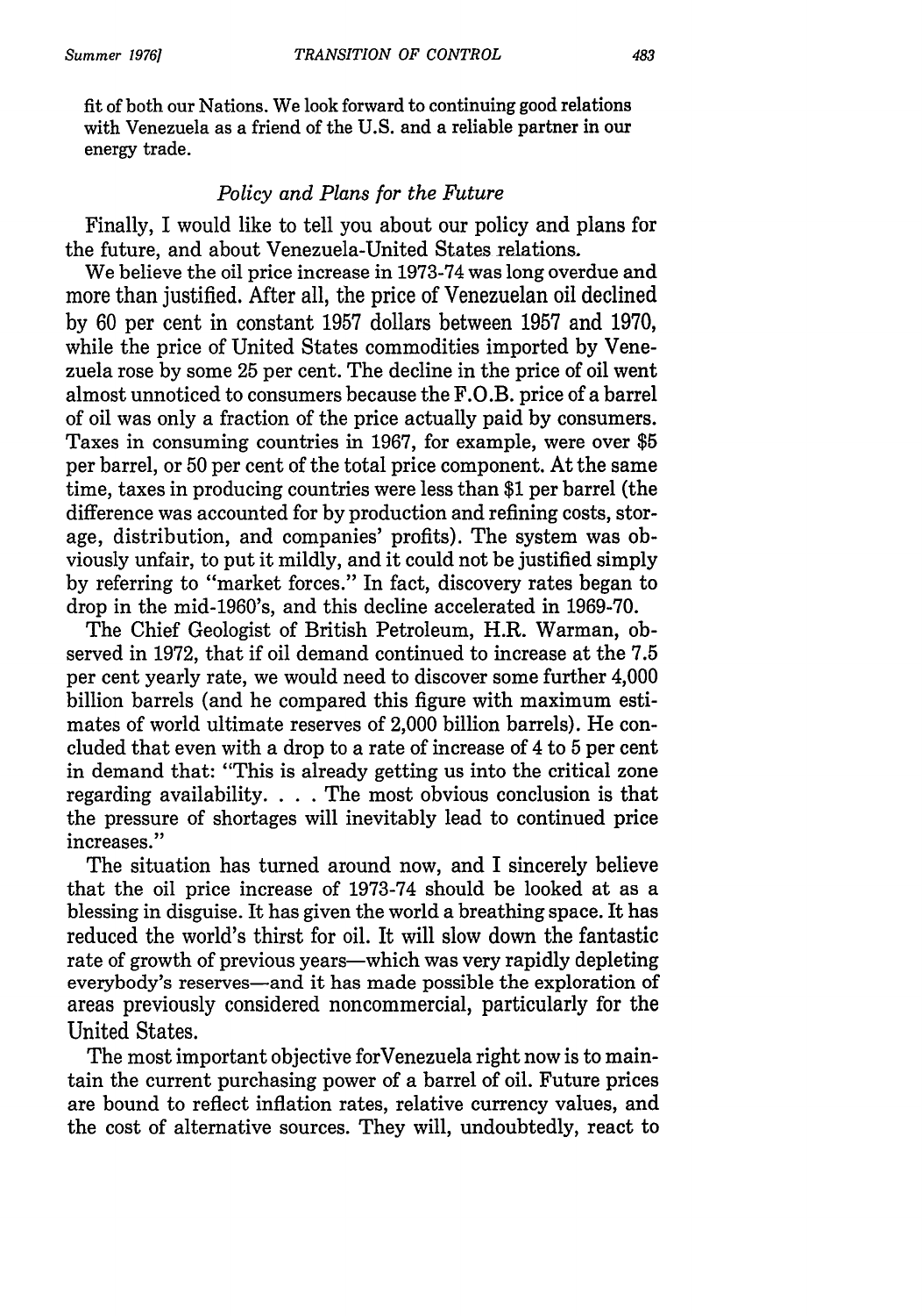fit of both our Nations. We look forward to continuing good relations with Venezuela as a friend of the U.S. and a reliable partner in our energy trade.

### *Policy and Plans for the Future*

Finally, I would like to tell you about our policy and plans for the future, and about Venezuela-United States relations.

We believe the oil price increase in 1973-74 was long overdue and more than justified. After all, the price of Venezuelan oil declined by 60 per cent in constant 1957 dollars between 1957 and 1970, while the price of United States commodities imported by Venezuela rose by some 25 per cent. The decline in the price of oil went almost unnoticed to consumers because the F.O.B. price of a barrel of oil was only a fraction of the price actually paid by consumers. Taxes in consuming countries in 1967, for example, were over $5 per barrel, or 50 per cent of the total price component. At the same time, taxes in producing countries were less than $1 per barrel (the difference was accounted for by production and refining costs, storage, distribution, and companies' profits). The system was obviously unfair, to put it mildly, and it could not be justified simply by referring to "market forces." In fact, discovery rates began to drop in the mid-1960's, and this decline accelerated in 1969-70.

The Chief Geologist of British Petroleum, H.R. Warman, observed in 1972, that if oil demand continued to increase at the 7.5 per cent yearly rate, we would need to discover some further 4,000 billion barrels (and he compared this figure with maximum estimates of world ultimate reserves of 2,000 billion barrels). He concluded that even with a drop to a rate of increase of 4 to 5 per cent in demand that: "This is already getting us into the critical zone regarding availability. . . . The most obvious conclusion is that the pressure of shortages will inevitably lead to continued price increases."

The situation has turned around now, and I sincerely believe that the oil price increase of 1973-74 should be looked at as a blessing in disguise. It has given the world a breathing space. It has reduced the world's thirst for oil. It will slow down the fantastic rate of growth of previous years—which was very rapidly depleting everybody's reserves—and it has made possible the exploration of areas previously considered noncommercial, particularly for the United States.

The most important objective forVenezuela right now is to maintain the current purchasing power of a barrel of oil. Future prices are bound to reflect inflation rates, relative currency values, and the cost of alternative sources. They will, undoubtedly, react to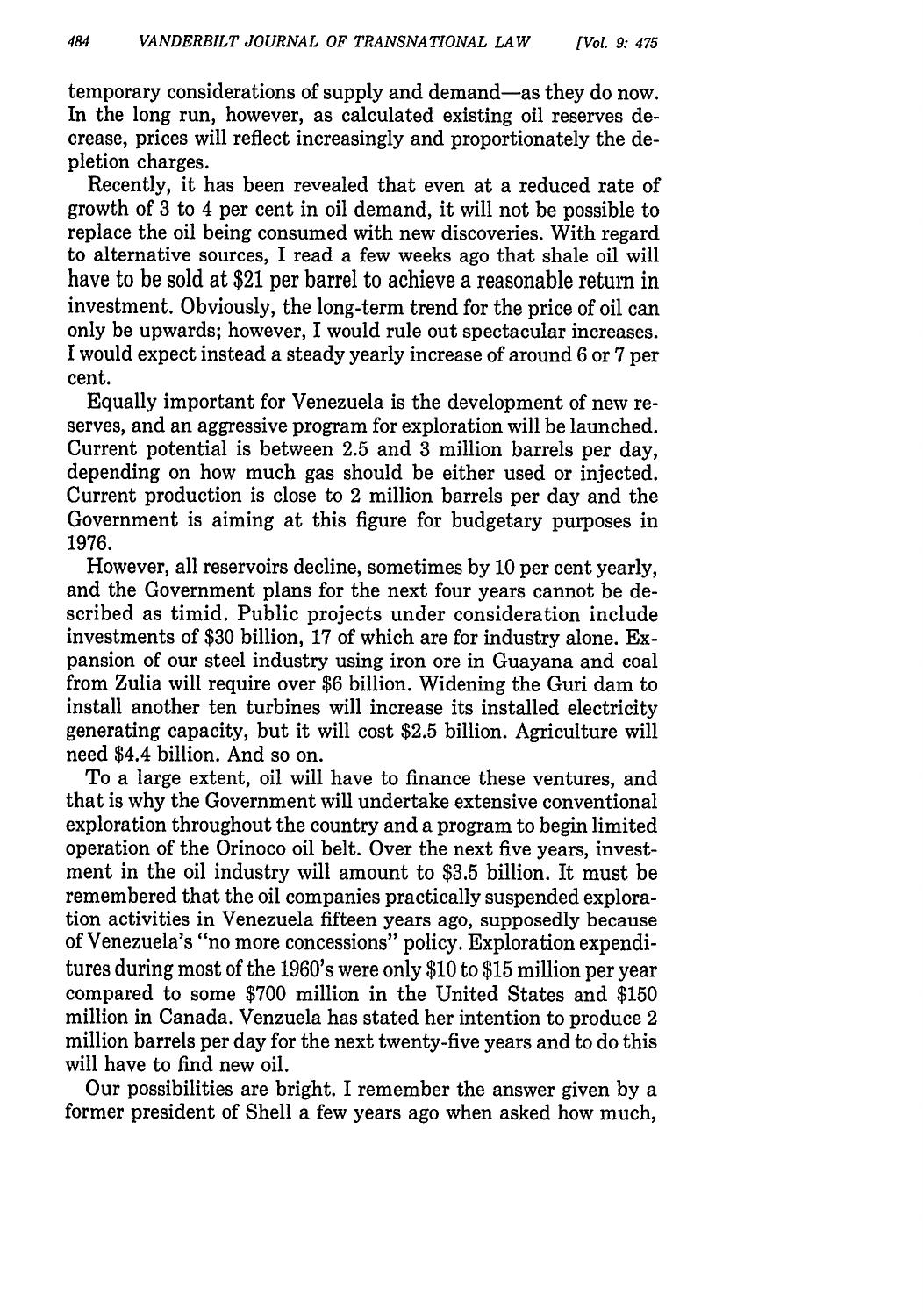temporary considerations of supply and demand—as they do now. In the long run, however, as calculated existing oil reserves decrease, prices will reflect increasingly and proportionately the depletion charges.

Recently, it has been revealed that even at a reduced rate of growth of 3 to 4 per cent in oil demand, it will not be possible to replace the oil being consumed with new discoveries. With regard to alternative sources, I read a few weeks ago that shale oil will have to be sold at $21 per barrel to achieve a reasonable return in investment. Obviously, the long-term trend for the price of oil can only be upwards; however, I would rule out spectacular increases. I would expect instead a steady yearly increase of around 6 or 7 per cent.

Equally important for Venezuela is the development of new reserves, and an aggressive program for exploration will be launched. Current potential is between 2.5 and 3 million barrels per day, depending on how much gas should be either used or injected. Current production is close to 2 million barrels per day and the Government is aiming at this figure for budgetary purposes in 1976.

However, all reservoirs decline, sometimes by 10 per cent yearly, and the Government plans for the next four years cannot be described as timid. Public projects under consideration include investments of $30 billion, 17 of which are for industry alone. Expansion of our steel industry using iron ore in Guayana and coal from Zulia will require over $6 billion. Widening the Guri dam to install another ten turbines will increase its installed electricity generating capacity, but it will cost $2.5 billion. Agriculture will need $4.4 billion. And so on.

To a large extent, oil will have to finance these ventures, and that is why the Government will undertake extensive conventional exploration throughout the country and a program to begin limited operation of the Orinoco oil belt. Over the next five years, investment in the oil industry will amount to $3.5 billion. It must be remembered that the oil companies practically suspended exploration activities in Venezuela fifteen years ago, supposedly because of Venezuela's "no more concessions" policy. Exploration expenditures during most of the 1960's were only $10 to $15 million per year compared to some $700 million in the United States and $150 million in Canada. Venzuela has stated her intention to produce 2 million barrels per day for the next twenty-five years and to do this will have to find new oil.

Our possibilities are bright. I remember the answer given by a former president of Shell a few years ago when asked how much,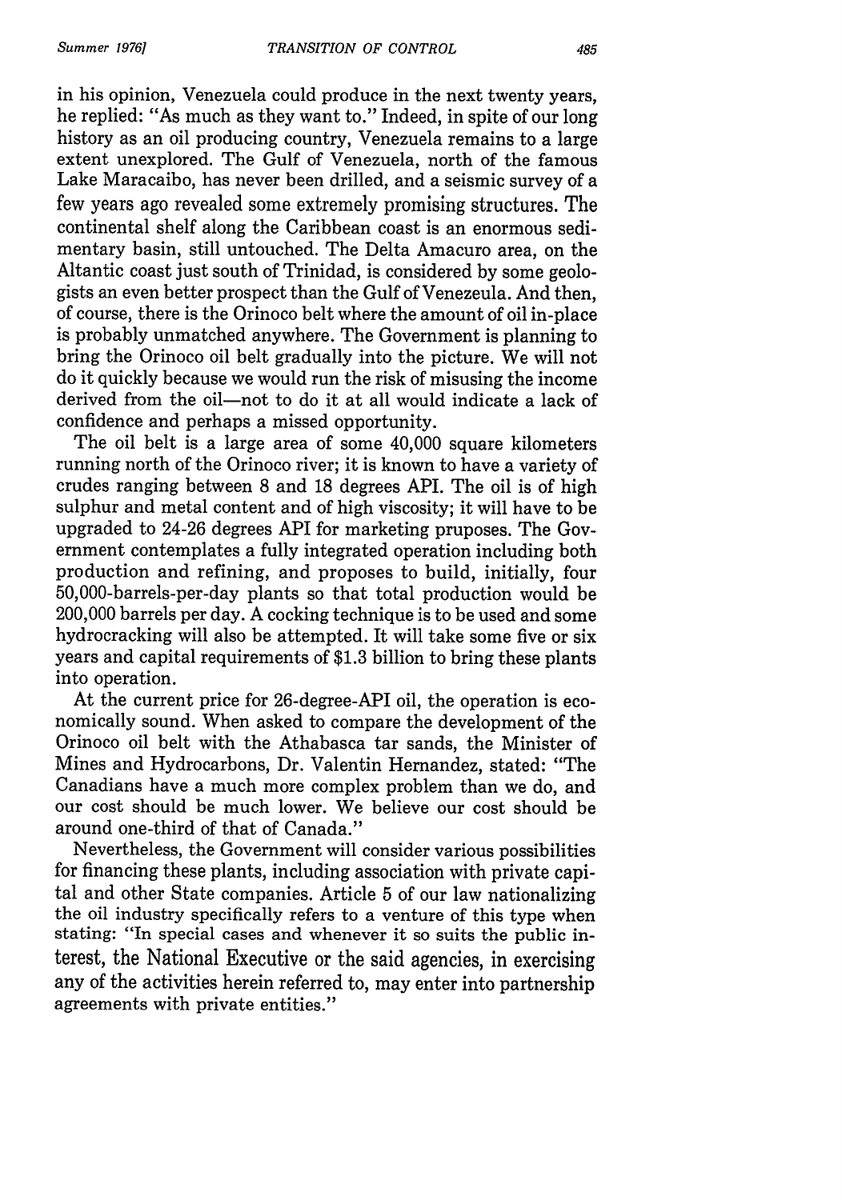in his opinion, Venezuela could produce in the next twenty years, he replied: "As much as they want to." Indeed, in spite of our long history as an oil producing country, Venezuela remains to a large extent unexplored. The Gulf of Venezuela, north of the famous Lake Maracaibo, has never been drilled, and a seismic survey of a few years ago revealed some extremely promising structures. The continental shelf along the Caribbean coast is an enormous sedimentary basin, still untouched. The Delta Amacuro area, on the Altantic coast just south of Trinidad, is considered by some geologists an even better prospect than the Gulf of Venezeula. And then, of course, there is the Orinoco belt where the amount of oil in-place is probably unmatched anywhere. The Government is planning to bring the Orinoco oil belt gradually into the picture. We will not do it quickly because we would run the risk of misusing the income derived from the oil—not to do it at all would indicate a lack of confidence and perhaps a missed opportunity.

The oil belt is a large area of some 40,000 square kilometers running north of the Orinoco river; it is known to have a variety of crudes ranging between 8 and 18 degrees API. The oil is of high sulphur and metal content and of high viscosity; it will have to be upgraded to 24-26 degrees API for marketing pruposes. The Government contemplates a fully integrated operation including both production and refining, and proposes to build, initially, four 50,000-barrels-per-day plants so that total production would be 200,000 barrels per day. A cocking technique is to be used and some hydrocracking will also be attempted. It will take some five or six years and capital requirements of $1.3 billion to bring these plants into operation.

At the current price for 26-degree-API oil, the operation is economically sound. When asked to compare the development of the Orinoco oil belt with the Athabasca tar sands, the Minister of Mines and Hydrocarbons, Dr. Valentin Hernandez, stated: "The Canadians have a much more complex problem than we do, and our cost should be much lower. We believe our cost should be around one-third of that of Canada."

Nevertheless, the Government will consider various possibilities for financing these plants, including association with private capital and other State companies. Article 5 of our law nationalizing the oil industry specifically refers to a venture of this type when stating: "In special cases and whenever it so suits the public interest, the National Executive or the said agencies, in exercising any of the activities herein referred to, may enter into partnership agreements with private entities."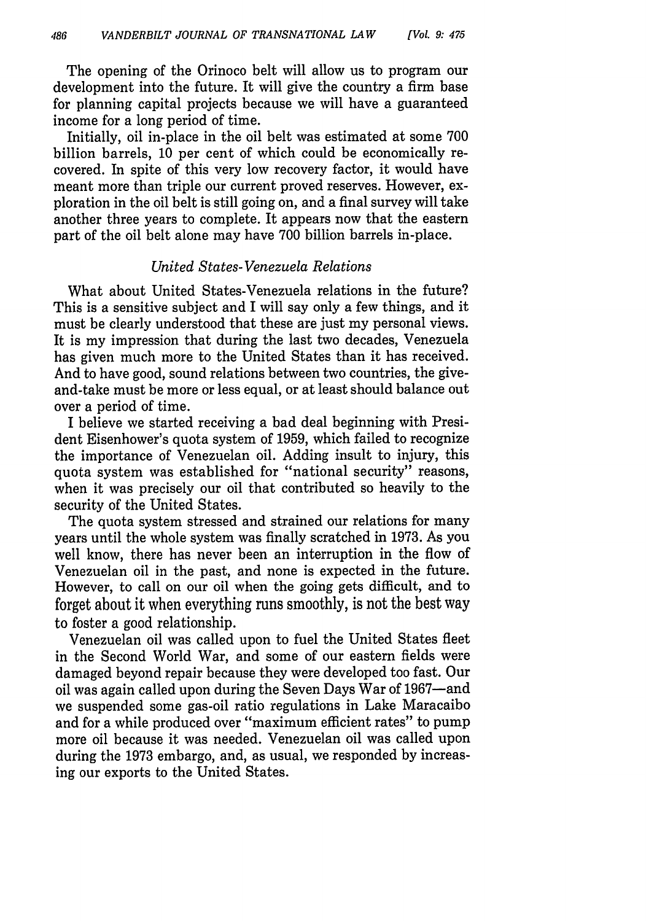The opening of the Orinoco belt will allow us to program our development into the future. It will give the country a firm base for planning capital projects because we will have a guaranteed income for a long period of time.

Initially, oil in-place in the oil belt was estimated at some 700 billion barrels, 10 per cent of which could be economically recovered. In spite of this very low recovery factor, it would have meant more than triple our current proved reserves. However, exploration in the oil belt is still going on, and a final survey will take another three years to complete. It appears now that the eastern part of the oil belt alone may have 700 billion barrels in-place.

### *United States-Venezuela Relations*

What about United States-Venezuela relations in the future? This is a sensitive subject and I will say only a few things, and it must be clearly understood that these are just my personal views. It is my impression that during the last two decades, Venezuela has given much more to the United States than it has received. And to have good, sound relations between two countries, the give-and-take must be more or less equal, or at least should balance out over a period of time.

I believe we started receiving a bad deal beginning with President Eisenhower's quota system of 1959, which failed to recognize the importance of Venezuelan oil. Adding insult to injury, this quota system was established for "national security" reasons, when it was precisely our oil that contributed so heavily to the security of the United States.

The quota system stressed and strained our relations for many years until the whole system was finally scratched in 1973. As you well know, there has never been an interruption in the flow of Venezuelan oil in the past, and none is expected in the future. However, to call on our oil when the going gets difficult, and to forget about it when everything runs smoothly, is not the best way to foster a good relationship.

Venezuelan oil was called upon to fuel the United States fleet in the Second World War, and some of our eastern fields were damaged beyond repair because they were developed too fast. Our oil was again called upon during the Seven Days War of 1967—and we suspended some gas-oil ratio regulations in Lake Maracaibo and for a while produced over "maximum efficient rates" to pump more oil because it was needed. Venezuelan oil was called upon during the 1973 embargo, and, as usual, we responded by increasing our exports to the United States.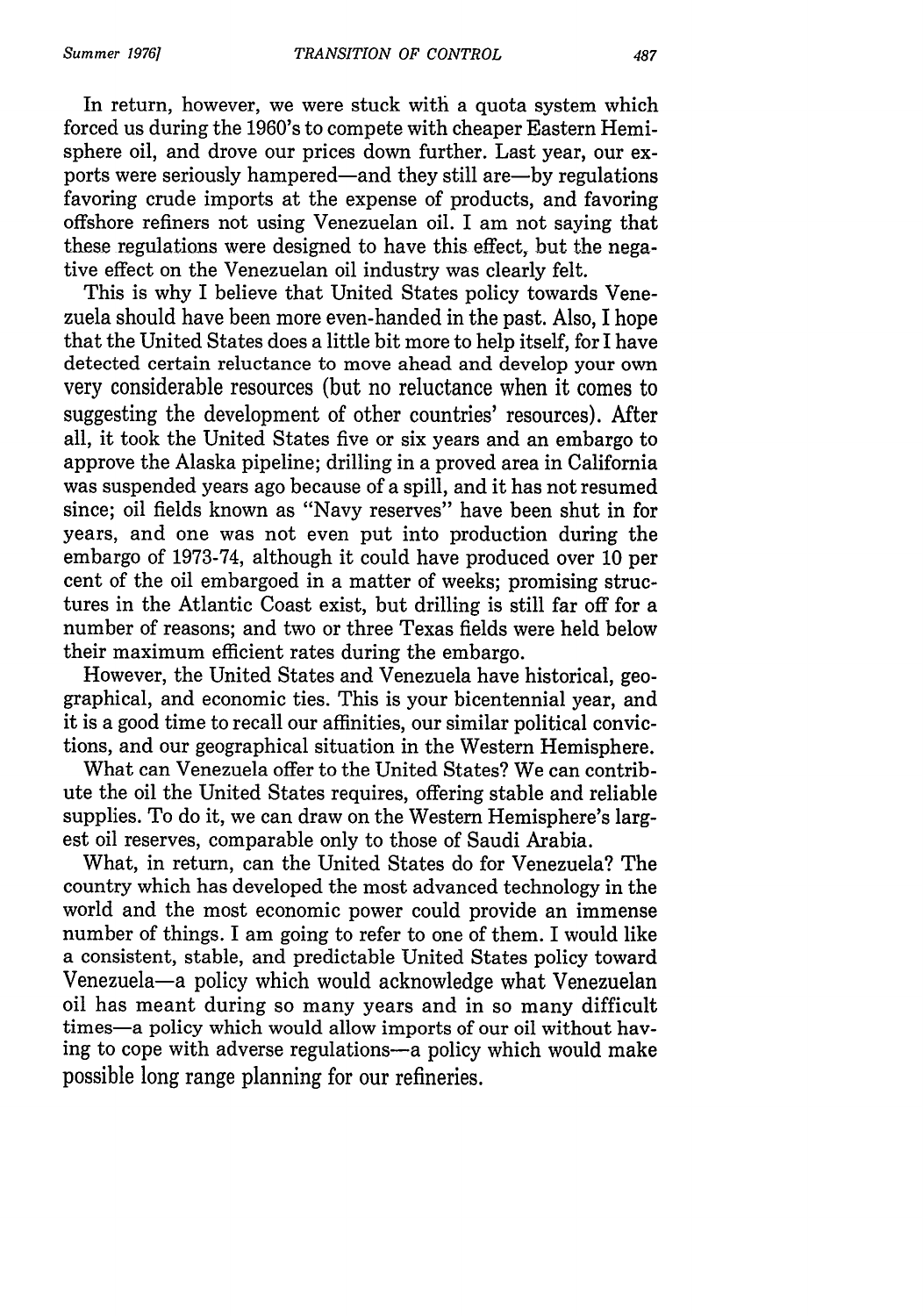In return, however, we were stuck with a quota system which forced us during the 1960's to compete with cheaper Eastern Hemisphere oil, and drove our prices down further. Last year, our exports were seriously hampered—and they still are—by regulations favoring crude imports at the expense of products, and favoring offshore refiners not using Venezuelan oil. I am not saying that these regulations were designed to have this effect, but the negative effect on the Venezuelan oil industry was clearly felt.

This is why I believe that United States policy towards Venezuela should have been more even-handed in the past. Also, I hope that the United States does a little bit more to help itself, for I have detected certain reluctance to move ahead and develop your own very considerable resources (but no reluctance when it comes to suggesting the development of other countries' resources). After all, it took the United States five or six years and an embargo to approve the Alaska pipeline; drilling in a proved area in California was suspended years ago because of a spill, and it has not resumed since; oil fields known as "Navy reserves" have been shut in for years, and one was not even put into production during the embargo of 1973-74, although it could have produced over 10 per cent of the oil embargoed in a matter of weeks; promising structures in the Atlantic Coast exist, but drilling is still far off for a number of reasons; and two or three Texas fields were held below their maximum efficient rates during the embargo.

However, the United States and Venezuela have historical, geographical, and economic ties. This is your bicentennial year, and it is a good time to recall our affinities, our similar political convictions, and our geographical situation in the Western Hemisphere.

What can Venezuela offer to the United States? We can contribute the oil the United States requires, offering stable and reliable supplies. To do it, we can draw on the Western Hemisphere's largest oil reserves, comparable only to those of Saudi Arabia.

What, in return, can the United States do for Venezuela? The country which has developed the most advanced technology in the world and the most economic power could provide an immense number of things. I am going to refer to one of them. I would like a consistent, stable, and predictable United States policy toward Venezuela—a policy which would acknowledge what Venezuelan oil has meant during so many years and in so many difficult times—a policy which would allow imports of our oil without having to cope with adverse regulations—a policy which would make possible long range planning for our refineries.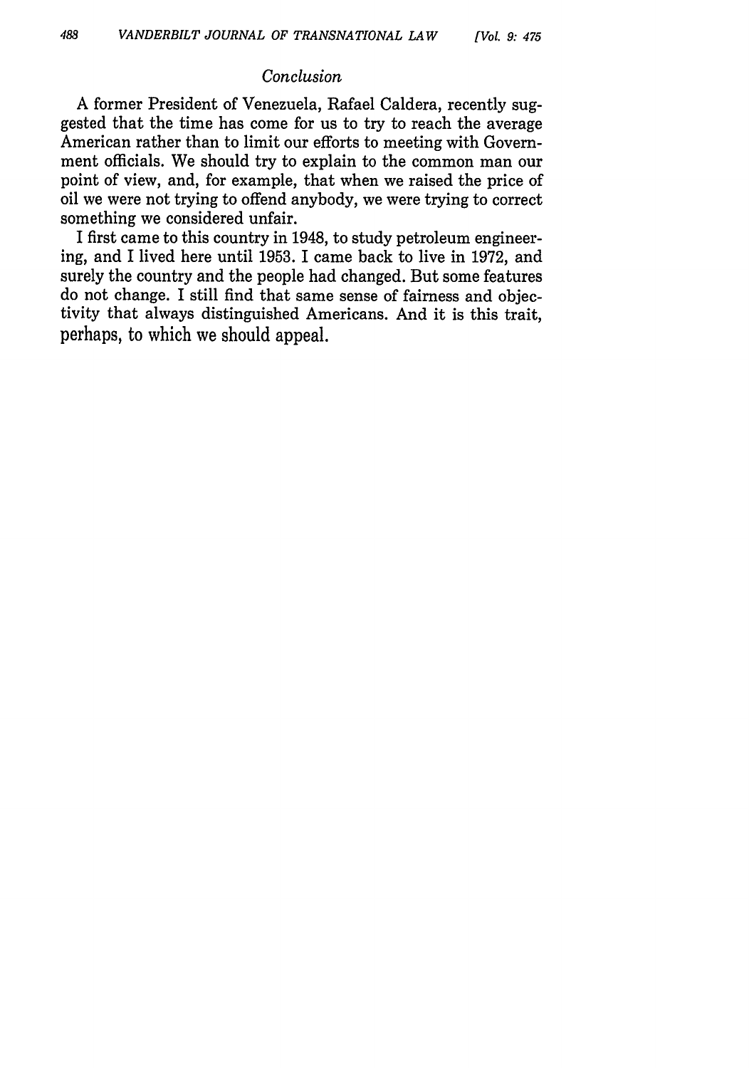### *Conclusion*

A former President of Venezuela, Rafael Caldera, recently suggested that the time has come for us to try to reach the average American rather than to limit our efforts to meeting with Government officials. We should try to explain to the common man our point of view, and, for example, that when we raised the price of oil we were not trying to offend anybody, we were trying to correct something we considered unfair.

I first came to this country in 1948, to study petroleum engineering, and I lived here until 1953. I came back to live in 1972, and surely the country and the people had changed. But some features do not change. I still find that same sense of fairness and objectivity that always distinguished Americans. And it is this trait, perhaps, to which we should appeal.